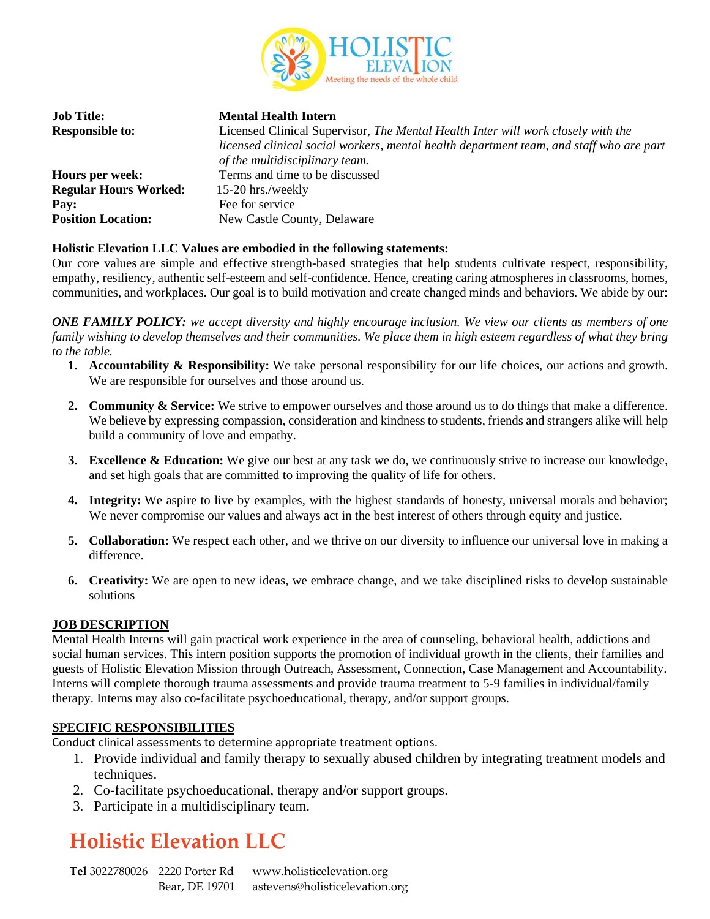| | |
|---|---|
| **Job Title:** | **Mental Health Intern** |
| **Responsible to:** | Licensed Clinical Supervisor, *The Mental Health Inter will work closely with the licensed clinical social workers, mental health department team, and staff who are part of the multidisciplinary team.* |
| **Hours per week:** | Terms and time to be discussed |
| **Regular Hours Worked:** | 15-20 hrs./weekly |
| **Pay:** | Fee for service |
| **Position Location:** | New Castle County, Delaware |

**Holistic Elevation LLC Values are embodied in the following statements:**

Our core values are simple and effective strength-based strategies that help students cultivate respect, responsibility, empathy, resiliency, authentic self-esteem and self-confidence. Hence, creating caring atmospheres in classrooms, homes, communities, and workplaces. Our goal is to build motivation and create changed minds and behaviors. We abide by our:

***ONE FAMILY POLICY:*** *we accept diversity and highly encourage inclusion. We view our clients as members of one family wishing to develop themselves and their communities. We place them in high esteem regardless of what they bring to the table.*

1. **Accountability & Responsibility:** We take personal responsibility for our life choices, our actions and growth. We are responsible for ourselves and those around us.
2. **Community & Service:** We strive to empower ourselves and those around us to do things that make a difference. We believe by expressing compassion, consideration and kindness to students, friends and strangers alike will help build a community of love and empathy.
3. **Excellence & Education:** We give our best at any task we do, we continuously strive to increase our knowledge, and set high goals that are committed to improving the quality of life for others.
4. **Integrity:** We aspire to live by examples, with the highest standards of honesty, universal morals and behavior; We never compromise our values and always act in the best interest of others through equity and justice.
5. **Collaboration:** We respect each other, and we thrive on our diversity to influence our universal love in making a difference.
6. **Creativity:** We are open to new ideas, we embrace change, and we take disciplined risks to develop sustainable solutions

**JOB DESCRIPTION**

Mental Health Interns will gain practical work experience in the area of counseling, behavioral health, addictions and social human services. This intern position supports the promotion of individual growth in the clients, their families and guests of Holistic Elevation Mission through Outreach, Assessment, Connection, Case Management and Accountability. Interns will complete thorough trauma assessments and provide trauma treatment to 5-9 families in individual/family therapy. Interns may also co-facilitate psychoeducational, therapy, and/or support groups.

**SPECIFIC RESPONSIBILITIES**

Conduct clinical assessments to determine appropriate treatment options.

1. Provide individual and family therapy to sexually abused children by integrating treatment models and techniques.
2. Co-facilitate psychoeducational, therapy and/or support groups.
3. Participate in a multidisciplinary team.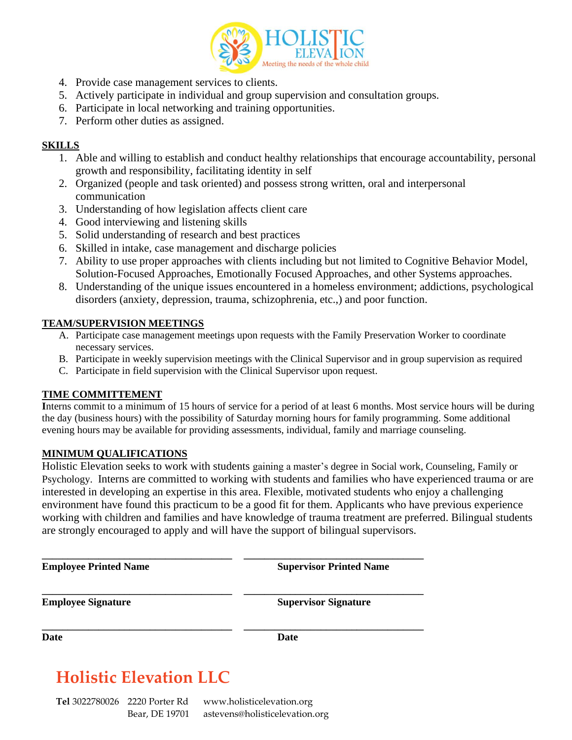4. Provide case management services to clients.
5. Actively participate in individual and group supervision and consultation groups.
6. Participate in local networking and training opportunities.
7. Perform other duties as assigned.

**SKILLS**

1. Able and willing to establish and conduct healthy relationships that encourage accountability, personal growth and responsibility, facilitating identity in self
2. Organized (people and task oriented) and possess strong written, oral and interpersonal communication
3. Understanding of how legislation affects client care
4. Good interviewing and listening skills
5. Solid understanding of research and best practices
6. Skilled in intake, case management and discharge policies
7. Ability to use proper approaches with clients including but not limited to Cognitive Behavior Model, Solution-Focused Approaches, Emotionally Focused Approaches, and other Systems approaches.
8. Understanding of the unique issues encountered in a homeless environment; addictions, psychological disorders (anxiety, depression, trauma, schizophrenia, etc.,) and poor function.

**TEAM/SUPERVISION MEETINGS**

A. Participate case management meetings upon requests with the Family Preservation Worker to coordinate necessary services.
B. Participate in weekly supervision meetings with the Clinical Supervisor and in group supervision as required
C. Participate in field supervision with the Clinical Supervisor upon request.

**TIME COMMITTEMENT**

Interns commit to a minimum of 15 hours of service for a period of at least 6 months. Most service hours will be during the day (business hours) with the possibility of Saturday morning hours for family programming. Some additional evening hours may be available for providing assessments, individual, family and marriage counseling.

**MINIMUM QUALIFICATIONS**

Holistic Elevation seeks to work with students gaining a master's degree in Social work, Counseling, Family or Psychology. Interns are committed to working with students and families who have experienced trauma or are interested in developing an expertise in this area. Flexible, motivated students who enjoy a challenging environment have found this practicum to be a good fit for them. Applicants who have previous experience working with children and families and have knowledge of trauma treatment are preferred. Bilingual students are strongly encouraged to apply and will have the support of bilingual supervisors.

___________________________________ ___________________________________

**Employee Printed Name** **Supervisor Printed Name**

___________________________________ ___________________________________

**Employee Signature** **Supervisor Signature**

___________________________________ ___________________________________

**Date** **Date**

## Holistic Elevation LLC

**Tel** 3022780026 2220 Porter Rd Bear, DE 19701 www.holisticelevation.org astevens@holisticelevation.org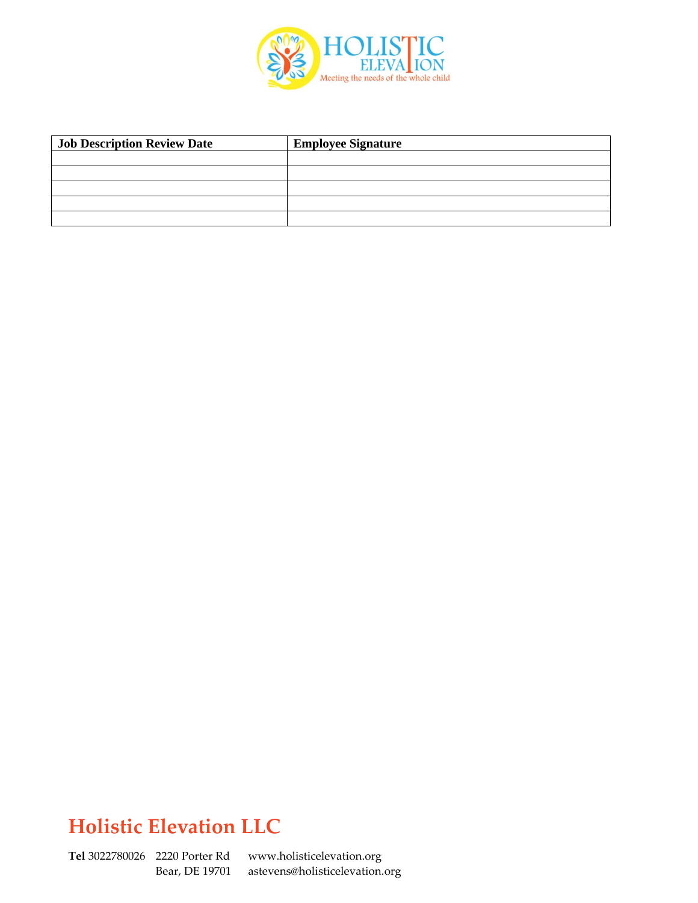| Job Description Review Date | Employee Signature |
| --- | --- |
| | |
| | |
| | |
| | |
| | |

**Holistic Elevation LLC**

**Tel** 3022780026 2220 Porter Rd Bear, DE 19701 www.holisticelevation.org astevens@holisticelevation.org